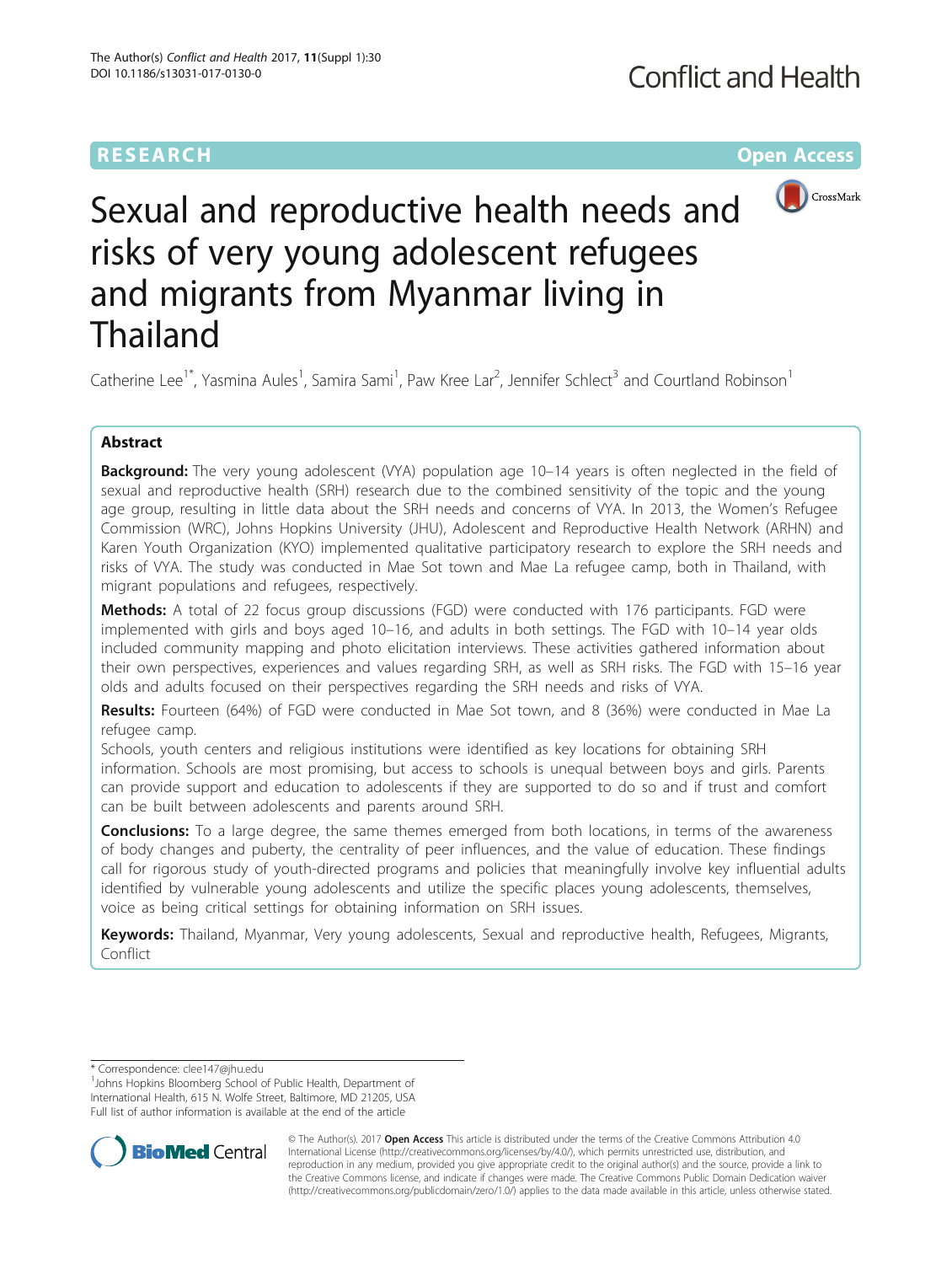RESEARCH Open Access

# Sexual and reproductive health needs and risks of very young adolescent refugees and migrants from Myanmar living in Thailand

Catherine Lee[1*], Yasmina Aules[1], Samira Sami[1], Paw Kree Lar[2], Jennifer Schlect[3] and Courtland Robinson[1]

## Abstract

**Background:** The very young adolescent (VYA) population age 10–14 years is often neglected in the field of sexual and reproductive health (SRH) research due to the combined sensitivity of the topic and the young age group, resulting in little data about the SRH needs and concerns of VYA. In 2013, the Women's Refugee Commission (WRC), Johns Hopkins University (JHU), Adolescent and Reproductive Health Network (ARHN) and Karen Youth Organization (KYO) implemented qualitative participatory research to explore the SRH needs and risks of VYA. The study was conducted in Mae Sot town and Mae La refugee camp, both in Thailand, with migrant populations and refugees, respectively.

**Methods:** A total of 22 focus group discussions (FGD) were conducted with 176 participants. FGD were implemented with girls and boys aged 10–16, and adults in both settings. The FGD with 10–14 year olds included community mapping and photo elicitation interviews. These activities gathered information about their own perspectives, experiences and values regarding SRH, as well as SRH risks. The FGD with 15–16 year olds and adults focused on their perspectives regarding the SRH needs and risks of VYA.

**Results:** Fourteen (64%) of FGD were conducted in Mae Sot town, and 8 (36%) were conducted in Mae La refugee camp.

Schools, youth centers and religious institutions were identified as key locations for obtaining SRH information. Schools are most promising, but access to schools is unequal between boys and girls. Parents can provide support and education to adolescents if they are supported to do so and if trust and comfort can be built between adolescents and parents around SRH.

**Conclusions:** To a large degree, the same themes emerged from both locations, in terms of the awareness of body changes and puberty, the centrality of peer influences, and the value of education. These findings call for rigorous study of youth-directed programs and policies that meaningfully involve key influential adults identified by vulnerable young adolescents and utilize the specific places young adolescents, themselves, voice as being critical settings for obtaining information on SRH issues.

**Keywords:** Thailand, Myanmar, Very young adolescents, Sexual and reproductive health, Refugees, Migrants, Conflict

---

* Correspondence: clee147@jhu.edu
[1]Johns Hopkins Bloomberg School of Public Health, Department of International Health, 615 N. Wolfe Street, Baltimore, MD 21205, USA
Full list of author information is available at the end of the article

© The Author(s). 2017 **Open Access** This article is distributed under the terms of the Creative Commons Attribution 4.0 International License (http://creativecommons.org/licenses/by/4.0/), which permits unrestricted use, distribution, and reproduction in any medium, provided you give appropriate credit to the original author(s) and the source, provide a link to the Creative Commons license, and indicate if changes were made. The Creative Commons Public Domain Dedication waiver (http://creativecommons.org/publicdomain/zero/1.0/) applies to the data made available in this article, unless otherwise stated.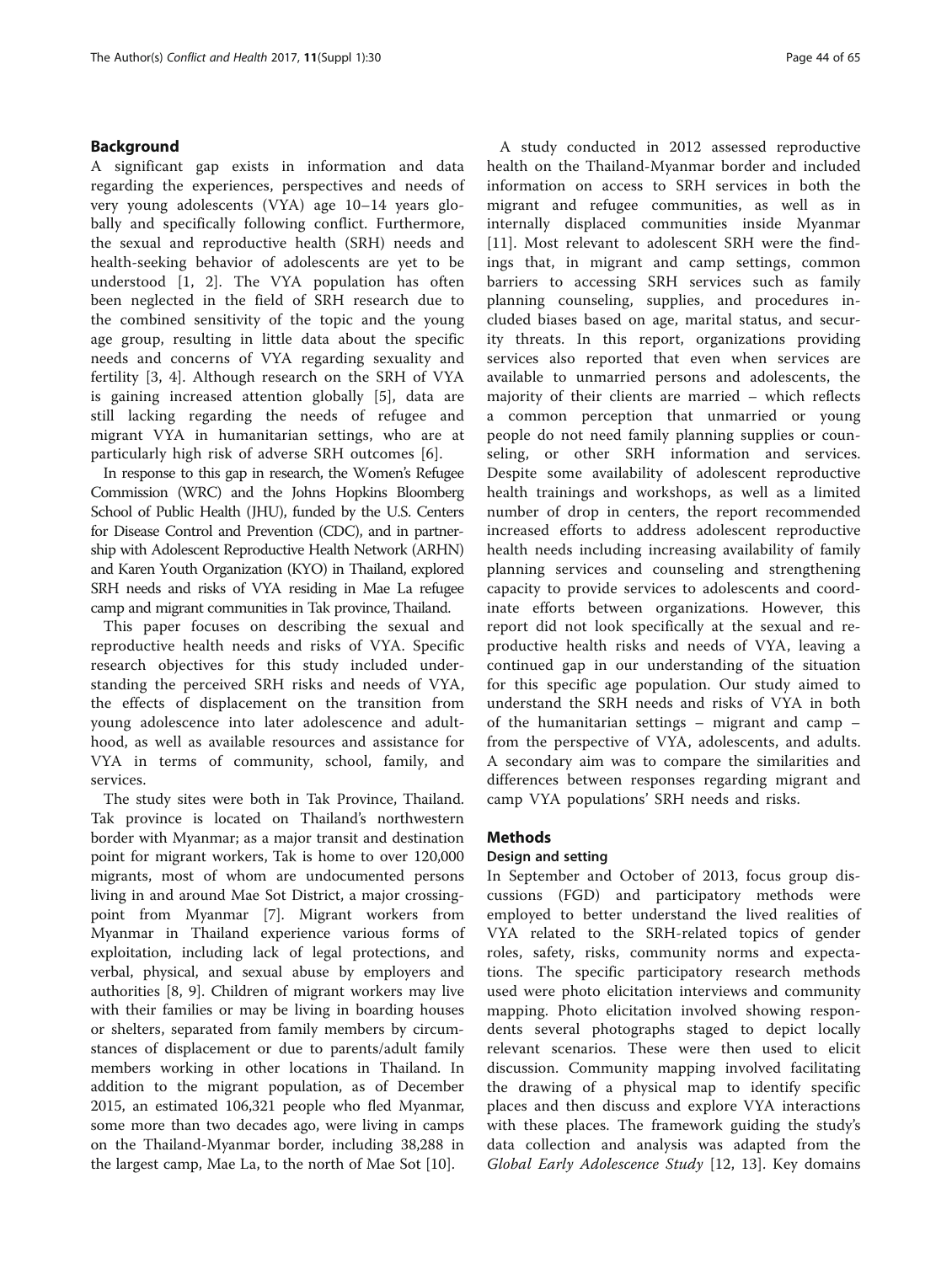## Background

A significant gap exists in information and data regarding the experiences, perspectives and needs of very young adolescents (VYA) age 10–14 years globally and specifically following conflict. Furthermore, the sexual and reproductive health (SRH) needs and health-seeking behavior of adolescents are yet to be understood [1, 2]. The VYA population has often been neglected in the field of SRH research due to the combined sensitivity of the topic and the young age group, resulting in little data about the specific needs and concerns of VYA regarding sexuality and fertility [3, 4]. Although research on the SRH of VYA is gaining increased attention globally [5], data are still lacking regarding the needs of refugee and migrant VYA in humanitarian settings, who are at particularly high risk of adverse SRH outcomes [6].

In response to this gap in research, the Women's Refugee Commission (WRC) and the Johns Hopkins Bloomberg School of Public Health (JHU), funded by the U.S. Centers for Disease Control and Prevention (CDC), and in partnership with Adolescent Reproductive Health Network (ARHN) and Karen Youth Organization (KYO) in Thailand, explored SRH needs and risks of VYA residing in Mae La refugee camp and migrant communities in Tak province, Thailand.

This paper focuses on describing the sexual and reproductive health needs and risks of VYA. Specific research objectives for this study included understanding the perceived SRH risks and needs of VYA, the effects of displacement on the transition from young adolescence into later adolescence and adulthood, as well as available resources and assistance for VYA in terms of community, school, family, and services.

The study sites were both in Tak Province, Thailand. Tak province is located on Thailand's northwestern border with Myanmar; as a major transit and destination point for migrant workers, Tak is home to over 120,000 migrants, most of whom are undocumented persons living in and around Mae Sot District, a major crossing-point from Myanmar [7]. Migrant workers from Myanmar in Thailand experience various forms of exploitation, including lack of legal protections, and verbal, physical, and sexual abuse by employers and authorities [8, 9]. Children of migrant workers may live with their families or may be living in boarding houses or shelters, separated from family members by circumstances of displacement or due to parents/adult family members working in other locations in Thailand. In addition to the migrant population, as of December 2015, an estimated 106,321 people who fled Myanmar, some more than two decades ago, were living in camps on the Thailand-Myanmar border, including 38,288 in the largest camp, Mae La, to the north of Mae Sot [10].

A study conducted in 2012 assessed reproductive health on the Thailand-Myanmar border and included information on access to SRH services in both the migrant and refugee communities, as well as in internally displaced communities inside Myanmar [11]. Most relevant to adolescent SRH were the findings that, in migrant and camp settings, common barriers to accessing SRH services such as family planning counseling, supplies, and procedures included biases based on age, marital status, and security threats. In this report, organizations providing services also reported that even when services are available to unmarried persons and adolescents, the majority of their clients are married – which reflects a common perception that unmarried or young people do not need family planning supplies or counseling, or other SRH information and services. Despite some availability of adolescent reproductive health trainings and workshops, as well as a limited number of drop in centers, the report recommended increased efforts to address adolescent reproductive health needs including increasing availability of family planning services and counseling and strengthening capacity to provide services to adolescents and coordinate efforts between organizations. However, this report did not look specifically at the sexual and reproductive health risks and needs of VYA, leaving a continued gap in our understanding of the situation for this specific age population. Our study aimed to understand the SRH needs and risks of VYA in both of the humanitarian settings – migrant and camp – from the perspective of VYA, adolescents, and adults. A secondary aim was to compare the similarities and differences between responses regarding migrant and camp VYA populations' SRH needs and risks.

## Methods

### Design and setting

In September and October of 2013, focus group discussions (FGD) and participatory methods were employed to better understand the lived realities of VYA related to the SRH-related topics of gender roles, safety, risks, community norms and expectations. The specific participatory research methods used were photo elicitation interviews and community mapping. Photo elicitation involved showing respondents several photographs staged to depict locally relevant scenarios. These were then used to elicit discussion. Community mapping involved facilitating the drawing of a physical map to identify specific places and then discuss and explore VYA interactions with these places. The framework guiding the study's data collection and analysis was adapted from the *Global Early Adolescence Study* [12, 13]. Key domains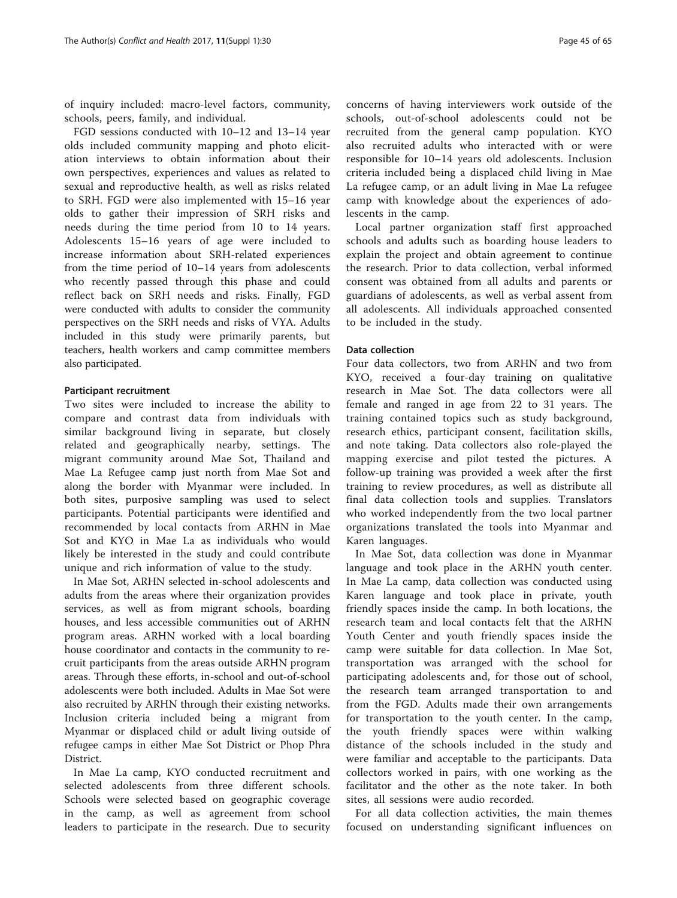of inquiry included: macro-level factors, community, schools, peers, family, and individual.

FGD sessions conducted with 10–12 and 13–14 year olds included community mapping and photo elicitation interviews to obtain information about their own perspectives, experiences and values as related to sexual and reproductive health, as well as risks related to SRH. FGD were also implemented with 15–16 year olds to gather their impression of SRH risks and needs during the time period from 10 to 14 years. Adolescents 15–16 years of age were included to increase information about SRH-related experiences from the time period of 10–14 years from adolescents who recently passed through this phase and could reflect back on SRH needs and risks. Finally, FGD were conducted with adults to consider the community perspectives on the SRH needs and risks of VYA. Adults included in this study were primarily parents, but teachers, health workers and camp committee members also participated.

#### Participant recruitment

Two sites were included to increase the ability to compare and contrast data from individuals with similar background living in separate, but closely related and geographically nearby, settings. The migrant community around Mae Sot, Thailand and Mae La Refugee camp just north from Mae Sot and along the border with Myanmar were included. In both sites, purposive sampling was used to select participants. Potential participants were identified and recommended by local contacts from ARHN in Mae Sot and KYO in Mae La as individuals who would likely be interested in the study and could contribute unique and rich information of value to the study.

In Mae Sot, ARHN selected in-school adolescents and adults from the areas where their organization provides services, as well as from migrant schools, boarding houses, and less accessible communities out of ARHN program areas. ARHN worked with a local boarding house coordinator and contacts in the community to recruit participants from the areas outside ARHN program areas. Through these efforts, in-school and out-of-school adolescents were both included. Adults in Mae Sot were also recruited by ARHN through their existing networks. Inclusion criteria included being a migrant from Myanmar or displaced child or adult living outside of refugee camps in either Mae Sot District or Phop Phra District.

In Mae La camp, KYO conducted recruitment and selected adolescents from three different schools. Schools were selected based on geographic coverage in the camp, as well as agreement from school leaders to participate in the research. Due to security concerns of having interviewers work outside of the schools, out-of-school adolescents could not be recruited from the general camp population. KYO also recruited adults who interacted with or were responsible for 10–14 years old adolescents. Inclusion criteria included being a displaced child living in Mae La refugee camp, or an adult living in Mae La refugee camp with knowledge about the experiences of adolescents in the camp.

Local partner organization staff first approached schools and adults such as boarding house leaders to explain the project and obtain agreement to continue the research. Prior to data collection, verbal informed consent was obtained from all adults and parents or guardians of adolescents, as well as verbal assent from all adolescents. All individuals approached consented to be included in the study.

#### Data collection

Four data collectors, two from ARHN and two from KYO, received a four-day training on qualitative research in Mae Sot. The data collectors were all female and ranged in age from 22 to 31 years. The training contained topics such as study background, research ethics, participant consent, facilitation skills, and note taking. Data collectors also role-played the mapping exercise and pilot tested the pictures. A follow-up training was provided a week after the first training to review procedures, as well as distribute all final data collection tools and supplies. Translators who worked independently from the two local partner organizations translated the tools into Myanmar and Karen languages.

In Mae Sot, data collection was done in Myanmar language and took place in the ARHN youth center. In Mae La camp, data collection was conducted using Karen language and took place in private, youth friendly spaces inside the camp. In both locations, the research team and local contacts felt that the ARHN Youth Center and youth friendly spaces inside the camp were suitable for data collection. In Mae Sot, transportation was arranged with the school for participating adolescents and, for those out of school, the research team arranged transportation to and from the FGD. Adults made their own arrangements for transportation to the youth center. In the camp, the youth friendly spaces were within walking distance of the schools included in the study and were familiar and acceptable to the participants. Data collectors worked in pairs, with one working as the facilitator and the other as the note taker. In both sites, all sessions were audio recorded.

For all data collection activities, the main themes focused on understanding significant influences on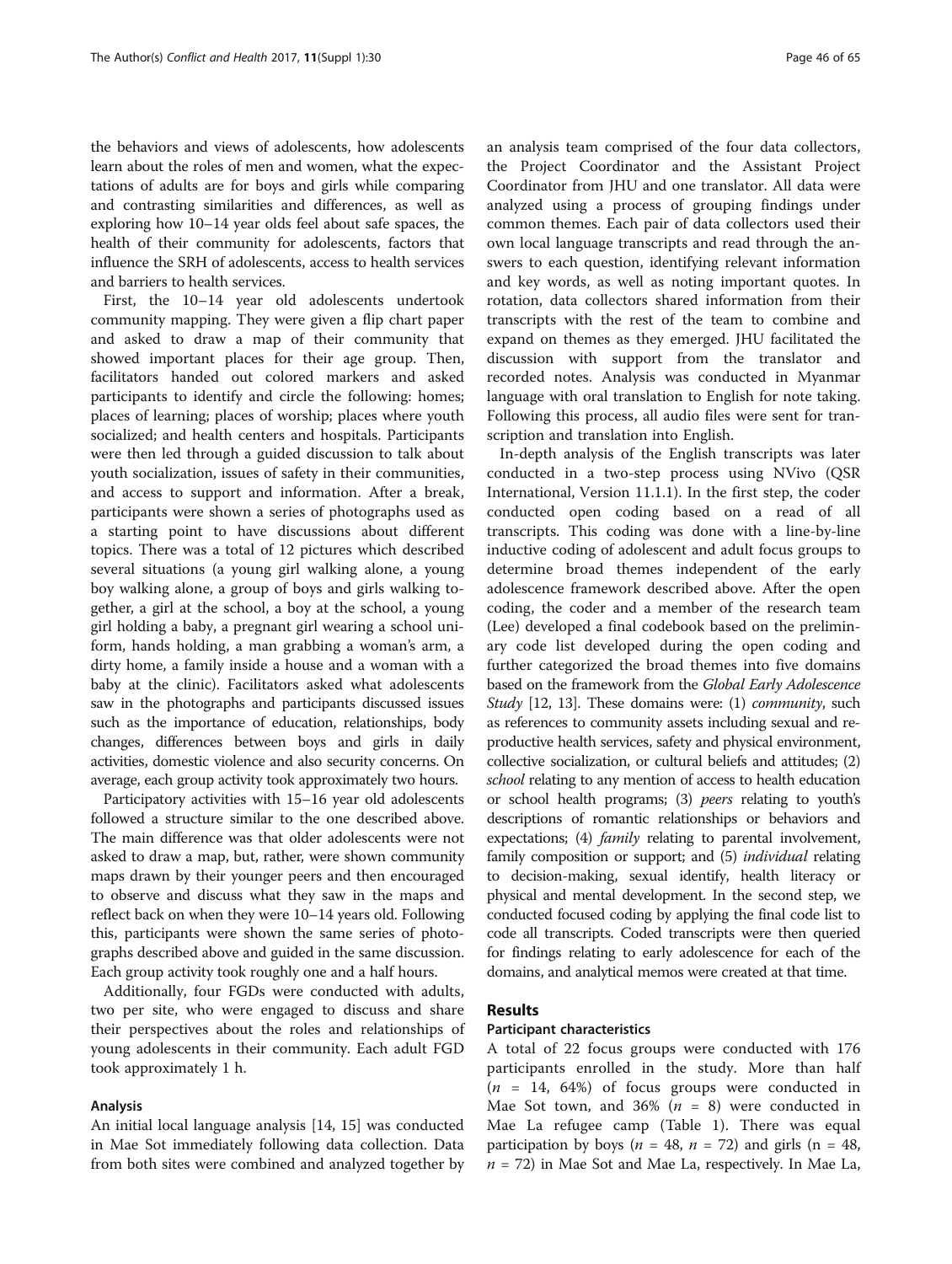the behaviors and views of adolescents, how adolescents learn about the roles of men and women, what the expectations of adults are for boys and girls while comparing and contrasting similarities and differences, as well as exploring how 10–14 year olds feel about safe spaces, the health of their community for adolescents, factors that influence the SRH of adolescents, access to health services and barriers to health services.

First, the 10–14 year old adolescents undertook community mapping. They were given a flip chart paper and asked to draw a map of their community that showed important places for their age group. Then, facilitators handed out colored markers and asked participants to identify and circle the following: homes; places of learning; places of worship; places where youth socialized; and health centers and hospitals. Participants were then led through a guided discussion to talk about youth socialization, issues of safety in their communities, and access to support and information. After a break, participants were shown a series of photographs used as a starting point to have discussions about different topics. There was a total of 12 pictures which described several situations (a young girl walking alone, a young boy walking alone, a group of boys and girls walking together, a girl at the school, a boy at the school, a young girl holding a baby, a pregnant girl wearing a school uniform, hands holding, a man grabbing a woman's arm, a dirty home, a family inside a house and a woman with a baby at the clinic). Facilitators asked what adolescents saw in the photographs and participants discussed issues such as the importance of education, relationships, body changes, differences between boys and girls in daily activities, domestic violence and also security concerns. On average, each group activity took approximately two hours.

Participatory activities with 15–16 year old adolescents followed a structure similar to the one described above. The main difference was that older adolescents were not asked to draw a map, but, rather, were shown community maps drawn by their younger peers and then encouraged to observe and discuss what they saw in the maps and reflect back on when they were 10–14 years old. Following this, participants were shown the same series of photographs described above and guided in the same discussion. Each group activity took roughly one and a half hours.

Additionally, four FGDs were conducted with adults, two per site, who were engaged to discuss and share their perspectives about the roles and relationships of young adolescents in their community. Each adult FGD took approximately 1 h.

### Analysis

An initial local language analysis [14, 15] was conducted in Mae Sot immediately following data collection. Data from both sites were combined and analyzed together by an analysis team comprised of the four data collectors, the Project Coordinator and the Assistant Project Coordinator from JHU and one translator. All data were analyzed using a process of grouping findings under common themes. Each pair of data collectors used their own local language transcripts and read through the answers to each question, identifying relevant information and key words, as well as noting important quotes. In rotation, data collectors shared information from their transcripts with the rest of the team to combine and expand on themes as they emerged. JHU facilitated the discussion with support from the translator and recorded notes. Analysis was conducted in Myanmar language with oral translation to English for note taking. Following this process, all audio files were sent for transcription and translation into English.

In-depth analysis of the English transcripts was later conducted in a two-step process using NVivo (QSR International, Version 11.1.1). In the first step, the coder conducted open coding based on a read of all transcripts. This coding was done with a line-by-line inductive coding of adolescent and adult focus groups to determine broad themes independent of the early adolescence framework described above. After the open coding, the coder and a member of the research team (Lee) developed a final codebook based on the preliminary code list developed during the open coding and further categorized the broad themes into five domains based on the framework from the *Global Early Adolescence Study* [12, 13]. These domains were: (1) *community*, such as references to community assets including sexual and reproductive health services, safety and physical environment, collective socialization, or cultural beliefs and attitudes; (2) *school* relating to any mention of access to health education or school health programs; (3) *peers* relating to youth's descriptions of romantic relationships or behaviors and expectations; (4) *family* relating to parental involvement, family composition or support; and (5) *individual* relating to decision-making, sexual identify, health literacy or physical and mental development. In the second step, we conducted focused coding by applying the final code list to code all transcripts. Coded transcripts were then queried for findings relating to early adolescence for each of the domains, and analytical memos were created at that time.

## Results

### Participant characteristics

A total of 22 focus groups were conducted with 176 participants enrolled in the study. More than half ($n$ = 14, 64%) of focus groups were conducted in Mae Sot town, and 36% ($n$ = 8) were conducted in Mae La refugee camp (Table 1). There was equal participation by boys ($n$ = 48, $n$ = 72) and girls (n = 48, $n$ = 72) in Mae Sot and Mae La, respectively. In Mae La,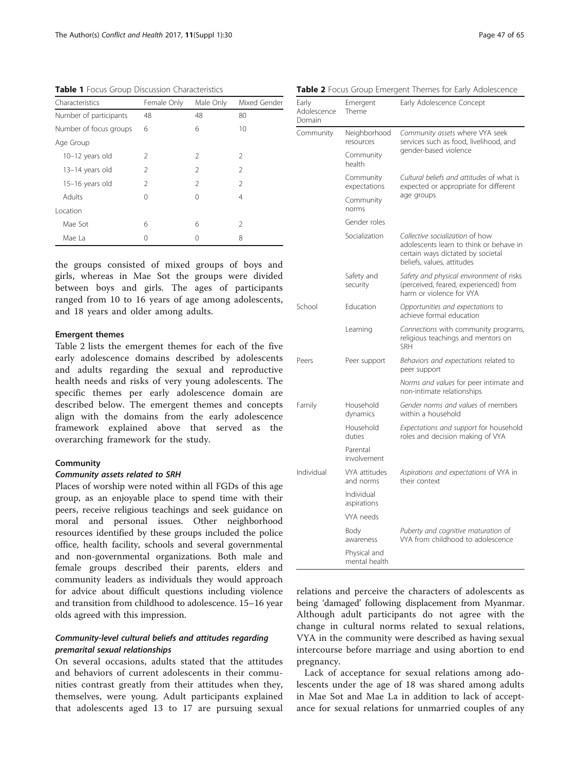**Table 1** Focus Group Discussion Characteristics

| Characteristics | Female Only | Male Only | Mixed Gender |
|---|---|---|---|
| Number of participants | 48 | 48 | 80 |
| Number of focus groups | 6 | 6 | 10 |
| Age Group | | | |
| 10–12 years old | 2 | 2 | 2 |
| 13–14 years old | 2 | 2 | 2 |
| 15–16 years old | 2 | 2 | 2 |
| Adults | 0 | 0 | 4 |
| Location | | | |
| Mae Sot | 6 | 6 | 2 |
| Mae La | 0 | 0 | 8 |

the groups consisted of mixed groups of boys and girls, whereas in Mae Sot the groups were divided between boys and girls. The ages of participants ranged from 10 to 16 years of age among adolescents, and 18 years and older among adults.

#### Emergent themes

Table 2 lists the emergent themes for each of the five early adolescence domains described by adolescents and adults regarding the sexual and reproductive health needs and risks of very young adolescents. The specific themes per early adolescence domain are described below. The emergent themes and concepts align with the domains from the early adolescence framework explained above that served as the overarching framework for the study.

#### Community

##### *Community assets related to SRH*

Places of worship were noted within all FGDs of this age group, as an enjoyable place to spend time with their peers, receive religious teachings and seek guidance on moral and personal issues. Other neighborhood resources identified by these groups included the police office, health facility, schools and several governmental and non-governmental organizations. Both male and female groups described their parents, elders and community leaders as individuals they would approach for advice about difficult questions including violence and transition from childhood to adolescence. 15–16 year olds agreed with this impression.

##### *Community-level cultural beliefs and attitudes regarding premarital sexual relationships*

On several occasions, adults stated that the attitudes and behaviors of current adolescents in their communities contrast greatly from their attitudes when they, themselves, were young. Adult participants explained that adolescents aged 13 to 17 are pursuing sexual relations and perceive the characters of adolescents as being 'damaged' following displacement from Myanmar. Although adult participants do not agree with the change in cultural norms related to sexual relations, VYA in the community were described as having sexual intercourse before marriage and using abortion to end pregnancy.

Lack of acceptance for sexual relations among adolescents under the age of 18 was shared among adults in Mae Sot and Mae La in addition to lack of acceptance for sexual relations for unmarried couples of any

**Table 2** Focus Group Emergent Themes for Early Adolescence

| Early Adolescence Domain | Emergent Theme | Early Adolescence Concept |
|---|---|---|
| Community | Neighborhood resources | *Community assets* where VYA seek services such as food, livelihood, and gender-based violence |
| | Community health | |
| | Community expectations | *Cultural beliefs and attitudes* of what is expected or appropriate for different age groups |
| | Community norms | |
| | Gender roles | |
| | Socialization | *Collective socialization* of how adolescents learn to think or behave in certain ways dictated by societal beliefs, values, attitudes |
| | Safety and security | *Safety and physical environment* of risks (perceived, feared, experienced) from harm or violence for VYA |
| School | Education | *Opportunities and expectations* to achieve formal education |
| | Learning | *Connections* with community programs, religious teachings and mentors on SRH |
| Peers | Peer support | *Behaviors and expectations* related to peer support |
| | | *Norms and values* for peer intimate and non-intimate relationships |
| Family | Household dynamics | *Gender norms and values* of members within a household |
| | Household duties | *Expectations and support* for household roles and decision making of VYA |
| | Parental involvement | |
| Individual | VYA attitudes and norms | *Aspirations and expectations* of VYA in their context |
| | Individual aspirations | |
| | VYA needs | |
| | Body awareness | *Puberty and cognitive maturation* of VYA from childhood to adolescence |
| | Physical and mental health | |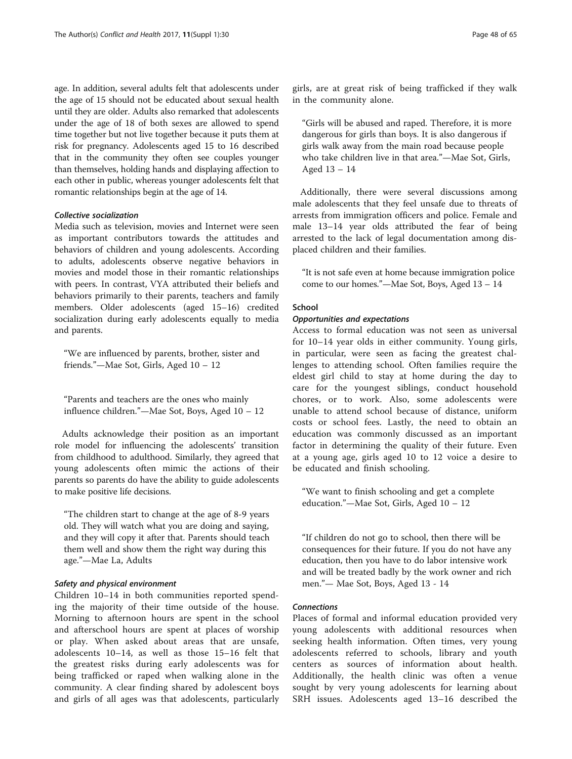age. In addition, several adults felt that adolescents under the age of 15 should not be educated about sexual health until they are older. Adults also remarked that adolescents under the age of 18 of both sexes are allowed to spend time together but not live together because it puts them at risk for pregnancy. Adolescents aged 15 to 16 described that in the community they often see couples younger than themselves, holding hands and displaying affection to each other in public, whereas younger adolescents felt that romantic relationships begin at the age of 14.

#### *Collective socialization*

Media such as television, movies and Internet were seen as important contributors towards the attitudes and behaviors of children and young adolescents. According to adults, adolescents observe negative behaviors in movies and model those in their romantic relationships with peers. In contrast, VYA attributed their beliefs and behaviors primarily to their parents, teachers and family members. Older adolescents (aged 15–16) credited socialization during early adolescents equally to media and parents.

> "We are influenced by parents, brother, sister and friends."—Mae Sot, Girls, Aged 10 – 12

> "Parents and teachers are the ones who mainly influence children."—Mae Sot, Boys, Aged 10 – 12

Adults acknowledge their position as an important role model for influencing the adolescents' transition from childhood to adulthood. Similarly, they agreed that young adolescents often mimic the actions of their parents so parents do have the ability to guide adolescents to make positive life decisions.

> "The children start to change at the age of 8-9 years old. They will watch what you are doing and saying, and they will copy it after that. Parents should teach them well and show them the right way during this age."—Mae La, Adults

#### *Safety and physical environment*

Children 10–14 in both communities reported spending the majority of their time outside of the house. Morning to afternoon hours are spent in the school and afterschool hours are spent at places of worship or play. When asked about areas that are unsafe, adolescents 10–14, as well as those 15–16 felt that the greatest risks during early adolescents was for being trafficked or raped when walking alone in the community. A clear finding shared by adolescent boys and girls of all ages was that adolescents, particularly girls, are at great risk of being trafficked if they walk in the community alone.

> "Girls will be abused and raped. Therefore, it is more dangerous for girls than boys. It is also dangerous if girls walk away from the main road because people who take children live in that area."—Mae Sot, Girls, Aged 13 – 14

Additionally, there were several discussions among male adolescents that they feel unsafe due to threats of arrests from immigration officers and police. Female and male 13–14 year olds attributed the fear of being arrested to the lack of legal documentation among displaced children and their families.

> "It is not safe even at home because immigration police come to our homes."—Mae Sot, Boys, Aged 13 – 14

### School

#### *Opportunities and expectations*

Access to formal education was not seen as universal for 10–14 year olds in either community. Young girls, in particular, were seen as facing the greatest challenges to attending school. Often families require the eldest girl child to stay at home during the day to care for the youngest siblings, conduct household chores, or to work. Also, some adolescents were unable to attend school because of distance, uniform costs or school fees. Lastly, the need to obtain an education was commonly discussed as an important factor in determining the quality of their future. Even at a young age, girls aged 10 to 12 voice a desire to be educated and finish schooling.

> "We want to finish schooling and get a complete education."—Mae Sot, Girls, Aged 10 – 12

> "If children do not go to school, then there will be consequences for their future. If you do not have any education, then you have to do labor intensive work and will be treated badly by the work owner and rich men."— Mae Sot, Boys, Aged 13 - 14

#### *Connections*

Places of formal and informal education provided very young adolescents with additional resources when seeking health information. Often times, very young adolescents referred to schools, library and youth centers as sources of information about health. Additionally, the health clinic was often a venue sought by very young adolescents for learning about SRH issues. Adolescents aged 13–16 described the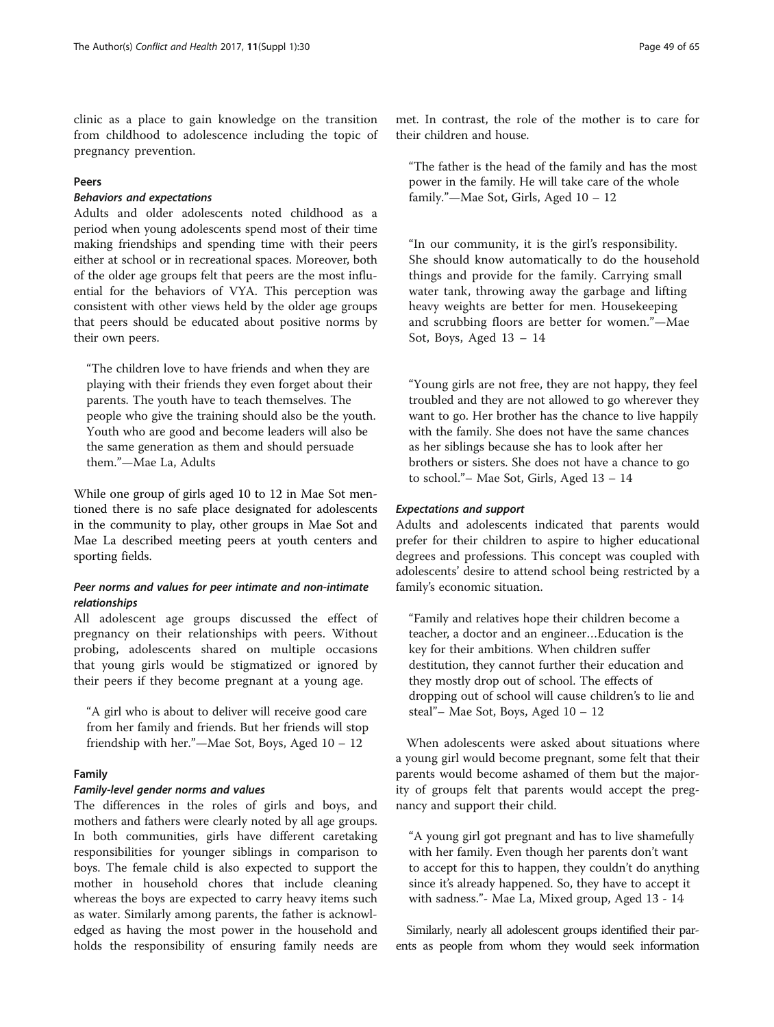clinic as a place to gain knowledge on the transition from childhood to adolescence including the topic of pregnancy prevention.

#### Peers

##### *Behaviors and expectations*

Adults and older adolescents noted childhood as a period when young adolescents spend most of their time making friendships and spending time with their peers either at school or in recreational spaces. Moreover, both of the older age groups felt that peers are the most influential for the behaviors of VYA. This perception was consistent with other views held by the older age groups that peers should be educated about positive norms by their own peers.

> "The children love to have friends and when they are playing with their friends they even forget about their parents. The youth have to teach themselves. The people who give the training should also be the youth. Youth who are good and become leaders will also be the same generation as them and should persuade them."—Mae La, Adults

While one group of girls aged 10 to 12 in Mae Sot mentioned there is no safe place designated for adolescents in the community to play, other groups in Mae Sot and Mae La described meeting peers at youth centers and sporting fields.

##### *Peer norms and values for peer intimate and non-intimate relationships*

All adolescent age groups discussed the effect of pregnancy on their relationships with peers. Without probing, adolescents shared on multiple occasions that young girls would be stigmatized or ignored by their peers if they become pregnant at a young age.

> "A girl who is about to deliver will receive good care from her family and friends. But her friends will stop friendship with her."—Mae Sot, Boys, Aged 10 – 12

#### Family

##### *Family-level gender norms and values*

The differences in the roles of girls and boys, and mothers and fathers were clearly noted by all age groups. In both communities, girls have different caretaking responsibilities for younger siblings in comparison to boys. The female child is also expected to support the mother in household chores that include cleaning whereas the boys are expected to carry heavy items such as water. Similarly among parents, the father is acknowledged as having the most power in the household and holds the responsibility of ensuring family needs are met. In contrast, the role of the mother is to care for their children and house.

> "The father is the head of the family and has the most power in the family. He will take care of the whole family."—Mae Sot, Girls, Aged 10 – 12

> "In our community, it is the girl's responsibility. She should know automatically to do the household things and provide for the family. Carrying small water tank, throwing away the garbage and lifting heavy weights are better for men. Housekeeping and scrubbing floors are better for women."—Mae Sot, Boys, Aged 13 – 14

> "Young girls are not free, they are not happy, they feel troubled and they are not allowed to go wherever they want to go. Her brother has the chance to live happily with the family. She does not have the same chances as her siblings because she has to look after her brothers or sisters. She does not have a chance to go to school."– Mae Sot, Girls, Aged 13 – 14

##### *Expectations and support*

Adults and adolescents indicated that parents would prefer for their children to aspire to higher educational degrees and professions. This concept was coupled with adolescents' desire to attend school being restricted by a family's economic situation.

> "Family and relatives hope their children become a teacher, a doctor and an engineer…Education is the key for their ambitions. When children suffer destitution, they cannot further their education and they mostly drop out of school. The effects of dropping out of school will cause children's to lie and steal"– Mae Sot, Boys, Aged 10 – 12

When adolescents were asked about situations where a young girl would become pregnant, some felt that their parents would become ashamed of them but the majority of groups felt that parents would accept the pregnancy and support their child.

> "A young girl got pregnant and has to live shamefully with her family. Even though her parents don't want to accept for this to happen, they couldn't do anything since it's already happened. So, they have to accept it with sadness."- Mae La, Mixed group, Aged 13 - 14

Similarly, nearly all adolescent groups identified their parents as people from whom they would seek information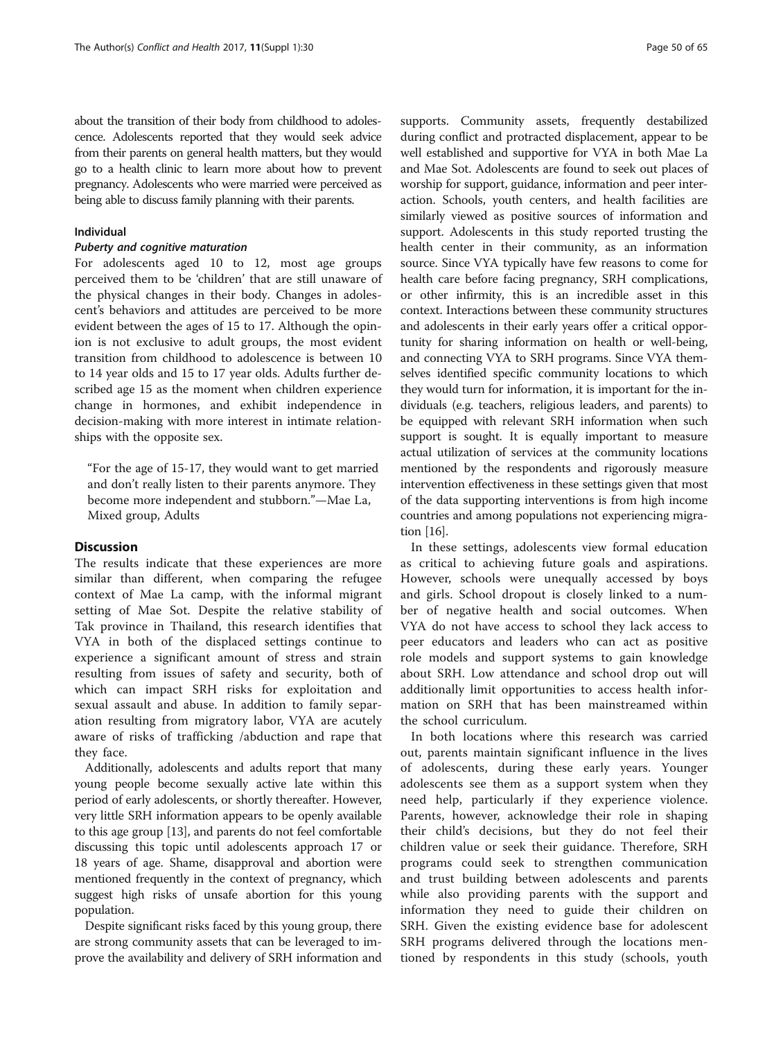about the transition of their body from childhood to adolescence. Adolescents reported that they would seek advice from their parents on general health matters, but they would go to a health clinic to learn more about how to prevent pregnancy. Adolescents who were married were perceived as being able to discuss family planning with their parents.

#### Individual

##### *Puberty and cognitive maturation*

For adolescents aged 10 to 12, most age groups perceived them to be 'children' that are still unaware of the physical changes in their body. Changes in adolescent's behaviors and attitudes are perceived to be more evident between the ages of 15 to 17. Although the opinion is not exclusive to adult groups, the most evident transition from childhood to adolescence is between 10 to 14 year olds and 15 to 17 year olds. Adults further described age 15 as the moment when children experience change in hormones, and exhibit independence in decision-making with more interest in intimate relationships with the opposite sex.

> "For the age of 15-17, they would want to get married and don't really listen to their parents anymore. They become more independent and stubborn."—Mae La, Mixed group, Adults

## Discussion

The results indicate that these experiences are more similar than different, when comparing the refugee context of Mae La camp, with the informal migrant setting of Mae Sot. Despite the relative stability of Tak province in Thailand, this research identifies that VYA in both of the displaced settings continue to experience a significant amount of stress and strain resulting from issues of safety and security, both of which can impact SRH risks for exploitation and sexual assault and abuse. In addition to family separation resulting from migratory labor, VYA are acutely aware of risks of trafficking /abduction and rape that they face.

Additionally, adolescents and adults report that many young people become sexually active late within this period of early adolescents, or shortly thereafter. However, very little SRH information appears to be openly available to this age group [13], and parents do not feel comfortable discussing this topic until adolescents approach 17 or 18 years of age. Shame, disapproval and abortion were mentioned frequently in the context of pregnancy, which suggest high risks of unsafe abortion for this young population.

Despite significant risks faced by this young group, there are strong community assets that can be leveraged to improve the availability and delivery of SRH information and supports. Community assets, frequently destabilized during conflict and protracted displacement, appear to be well established and supportive for VYA in both Mae La and Mae Sot. Adolescents are found to seek out places of worship for support, guidance, information and peer interaction. Schools, youth centers, and health facilities are similarly viewed as positive sources of information and support. Adolescents in this study reported trusting the health center in their community, as an information source. Since VYA typically have few reasons to come for health care before facing pregnancy, SRH complications, or other infirmity, this is an incredible asset in this context. Interactions between these community structures and adolescents in their early years offer a critical opportunity for sharing information on health or well-being, and connecting VYA to SRH programs. Since VYA themselves identified specific community locations to which they would turn for information, it is important for the individuals (e.g. teachers, religious leaders, and parents) to be equipped with relevant SRH information when such support is sought. It is equally important to measure actual utilization of services at the community locations mentioned by the respondents and rigorously measure intervention effectiveness in these settings given that most of the data supporting interventions is from high income countries and among populations not experiencing migration [16].

In these settings, adolescents view formal education as critical to achieving future goals and aspirations. However, schools were unequally accessed by boys and girls. School dropout is closely linked to a number of negative health and social outcomes. When VYA do not have access to school they lack access to peer educators and leaders who can act as positive role models and support systems to gain knowledge about SRH. Low attendance and school drop out will additionally limit opportunities to access health information on SRH that has been mainstreamed within the school curriculum.

In both locations where this research was carried out, parents maintain significant influence in the lives of adolescents, during these early years. Younger adolescents see them as a support system when they need help, particularly if they experience violence. Parents, however, acknowledge their role in shaping their child's decisions, but they do not feel their children value or seek their guidance. Therefore, SRH programs could seek to strengthen communication and trust building between adolescents and parents while also providing parents with the support and information they need to guide their children on SRH. Given the existing evidence base for adolescent SRH programs delivered through the locations mentioned by respondents in this study (schools, youth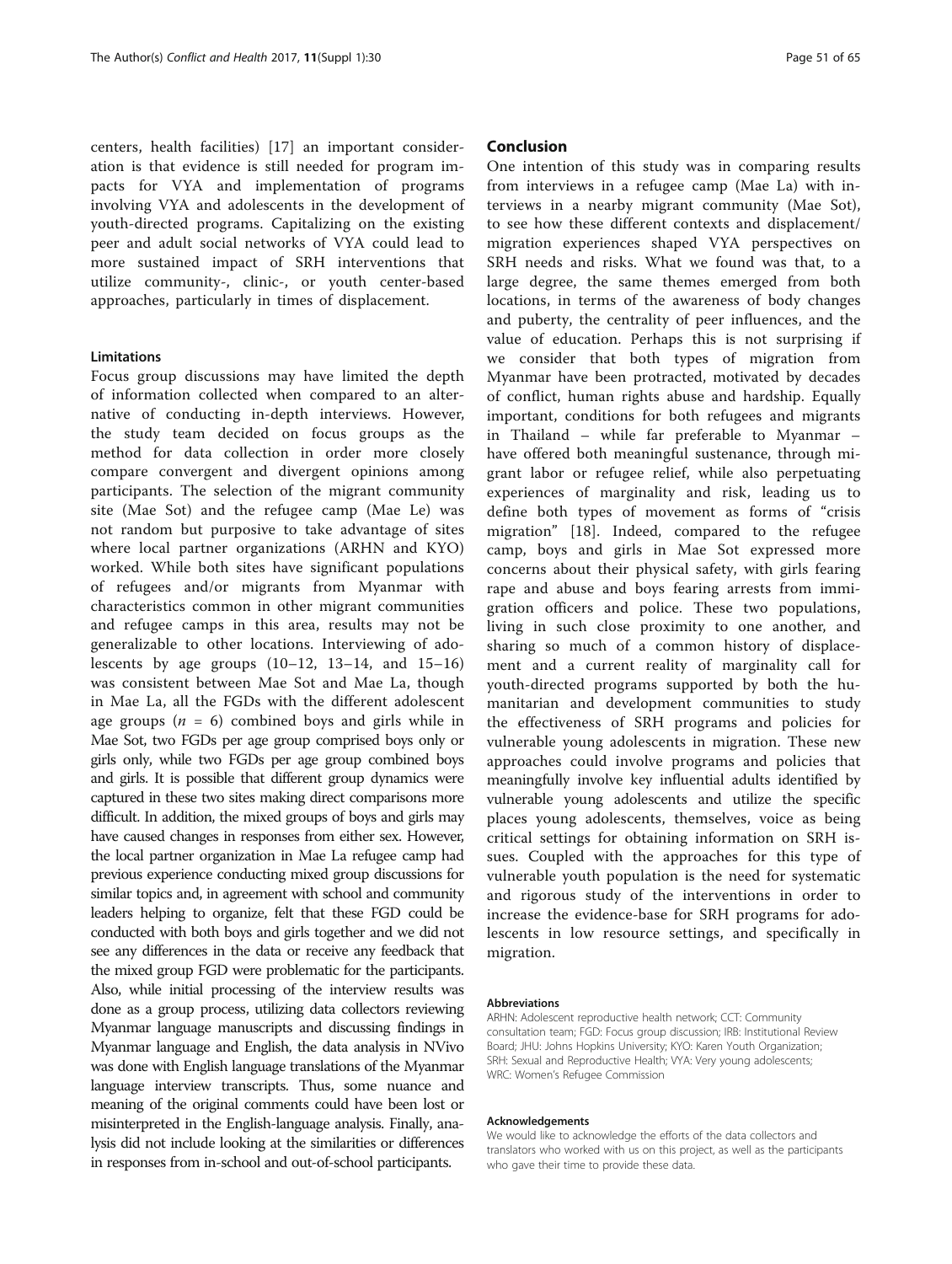centers, health facilities) [17] an important consideration is that evidence is still needed for program impacts for VYA and implementation of programs involving VYA and adolescents in the development of youth-directed programs. Capitalizing on the existing peer and adult social networks of VYA could lead to more sustained impact of SRH interventions that utilize community-, clinic-, or youth center-based approaches, particularly in times of displacement.

### Limitations

Focus group discussions may have limited the depth of information collected when compared to an alternative of conducting in-depth interviews. However, the study team decided on focus groups as the method for data collection in order more closely compare convergent and divergent opinions among participants. The selection of the migrant community site (Mae Sot) and the refugee camp (Mae Le) was not random but purposive to take advantage of sites where local partner organizations (ARHN and KYO) worked. While both sites have significant populations of refugees and/or migrants from Myanmar with characteristics common in other migrant communities and refugee camps in this area, results may not be generalizable to other locations. Interviewing of adolescents by age groups (10–12, 13–14, and 15–16) was consistent between Mae Sot and Mae La, though in Mae La, all the FGDs with the different adolescent age groups ($n = 6$) combined boys and girls while in Mae Sot, two FGDs per age group comprised boys only or girls only, while two FGDs per age group combined boys and girls. It is possible that different group dynamics were captured in these two sites making direct comparisons more difficult. In addition, the mixed groups of boys and girls may have caused changes in responses from either sex. However, the local partner organization in Mae La refugee camp had previous experience conducting mixed group discussions for similar topics and, in agreement with school and community leaders helping to organize, felt that these FGD could be conducted with both boys and girls together and we did not see any differences in the data or receive any feedback that the mixed group FGD were problematic for the participants. Also, while initial processing of the interview results was done as a group process, utilizing data collectors reviewing Myanmar language manuscripts and discussing findings in Myanmar language and English, the data analysis in NVivo was done with English language translations of the Myanmar language interview transcripts. Thus, some nuance and meaning of the original comments could have been lost or misinterpreted in the English-language analysis. Finally, analysis did not include looking at the similarities or differences in responses from in-school and out-of-school participants.

## Conclusion

One intention of this study was in comparing results from interviews in a refugee camp (Mae La) with interviews in a nearby migrant community (Mae Sot), to see how these different contexts and displacement/ migration experiences shaped VYA perspectives on SRH needs and risks. What we found was that, to a large degree, the same themes emerged from both locations, in terms of the awareness of body changes and puberty, the centrality of peer influences, and the value of education. Perhaps this is not surprising if we consider that both types of migration from Myanmar have been protracted, motivated by decades of conflict, human rights abuse and hardship. Equally important, conditions for both refugees and migrants in Thailand – while far preferable to Myanmar – have offered both meaningful sustenance, through migrant labor or refugee relief, while also perpetuating experiences of marginality and risk, leading us to define both types of movement as forms of "crisis migration" [18]. Indeed, compared to the refugee camp, boys and girls in Mae Sot expressed more concerns about their physical safety, with girls fearing rape and abuse and boys fearing arrests from immigration officers and police. These two populations, living in such close proximity to one another, and sharing so much of a common history of displacement and a current reality of marginality call for youth-directed programs supported by both the humanitarian and development communities to study the effectiveness of SRH programs and policies for vulnerable young adolescents in migration. These new approaches could involve programs and policies that meaningfully involve key influential adults identified by vulnerable young adolescents and utilize the specific places young adolescents, themselves, voice as being critical settings for obtaining information on SRH issues. Coupled with the approaches for this type of vulnerable youth population is the need for systematic and rigorous study of the interventions in order to increase the evidence-base for SRH programs for adolescents in low resource settings, and specifically in migration.

#### Abbreviations

ARHN: Adolescent reproductive health network; CCT: Community consultation team; FGD: Focus group discussion; IRB: Institutional Review Board; JHU: Johns Hopkins University; KYO: Karen Youth Organization; SRH: Sexual and Reproductive Health; VYA: Very young adolescents; WRC: Women's Refugee Commission

#### Acknowledgements

We would like to acknowledge the efforts of the data collectors and translators who worked with us on this project, as well as the participants who gave their time to provide these data.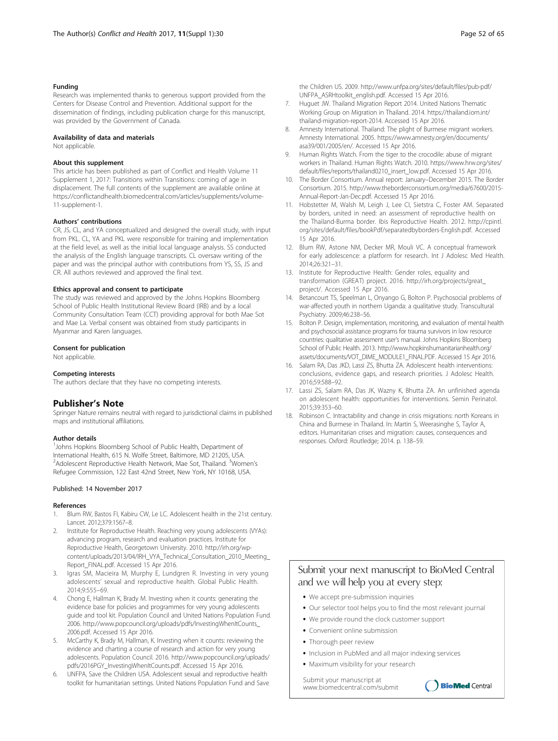#### Funding

Research was implemented thanks to generous support provided from the Centers for Disease Control and Prevention. Additional support for the dissemination of findings, including publication charge for this manuscript, was provided by the Government of Canada.

#### Availability of data and materials

Not applicable.

#### About this supplement

This article has been published as part of Conflict and Health Volume 11 Supplement 1, 2017: Transitions within Transitions: coming of age in displacement. The full contents of the supplement are available online at https://conflictandhealth.biomedcentral.com/articles/supplements/volume-11-supplement-1.

#### Authors' contributions

CR, JS, CL, and YA conceptualized and designed the overall study, with input from PKL. CL, YA and PKL were responsible for training and implementation at the field level, as well as the initial local language analysis. SS conducted the analysis of the English language transcripts. CL oversaw writing of the paper and was the principal author with contributions from YS, SS, JS and CR. All authors reviewed and approved the final text.

#### Ethics approval and consent to participate

The study was reviewed and approved by the Johns Hopkins Bloomberg School of Public Health Institutional Review Board (IRB) and by a local Community Consultation Team (CCT) providing approval for both Mae Sot and Mae La. Verbal consent was obtained from study participants in Myanmar and Karen languages.

#### Consent for publication

Not applicable.

#### Competing interests

The authors declare that they have no competing interests.

## Publisher's Note

Springer Nature remains neutral with regard to jurisdictional claims in published maps and institutional affiliations.

#### Author details

[1]Johns Hopkins Bloomberg School of Public Health, Department of International Health, 615 N. Wolfe Street, Baltimore, MD 21205, USA. [2]Adolescent Reproductive Health Network, Mae Sot, Thailand. [3]Women's Refugee Commission, 122 East 42nd Street, New York, NY 10168, USA.

Published: 14 November 2017

#### References

1. Blum RW, Bastos FI, Kabiru CW, Le LC. Adolescent health in the 21st century. Lancet. 2012;379:1567–8.
2. Institute for Reproductive Health. Reaching very young adolescents (VYAs): advancing program, research and evaluation practices. Institute for Reproductive Health, Georgetown University. 2010. http://irh.org/wp-content/uploads/2013/04/IRH_VYA_Technical_Consultation_2010_Meeting_Report_FINAL.pdf. Accessed 15 Apr 2016.
3. Igras SM, Macieira M, Murphy E, Lundgren R. Investing in very young adolescents' sexual and reproductive health. Global Public Health. 2014;9:555–69.
4. Chong E, Hallman K, Brady M. Investing when it counts: generating the evidence base for policies and programmes for very young adolescents guide and tool kit. Population Council and United Nations Population Fund. 2006. http://www.popcouncil.org/uploads/pdfs/InvestingWhenItCounts_2006.pdf. Accessed 15 Apr 2016.
5. McCarthy K, Brady M, Hallman, K. Investing when it counts: reviewing the evidence and charting a course of research and action for very young adolescents. Population Council. 2016. http://www.popcouncil.org/uploads/pdfs/2016PGY_InvestingWhenItCounts.pdf. Accessed 15 Apr 2016.
6. UNFPA, Save the Children USA. Adolescent sexual and reproductive health toolkit for humanitarian settings. United Nations Population Fund and Save the Children US. 2009. http://www.unfpa.org/sites/default/files/pub-pdf/UNFPA_ASRHtoolkit_english.pdf. Accessed 15 Apr 2016.
7. Huguet JW. Thailand Migration Report 2014. United Nations Thematic Working Group on Migration in Thailand. 2014. https://thailand.iom.int/thailand-migration-report-2014. Accessed 15 Apr 2016.
8. Amnesty International. Thailand: The plight of Burmese migrant workers. Amnesty International. 2005. https://www.amnesty.org/en/documents/asa39/001/2005/en/. Accessed 15 Apr 2016.
9. Human Rights Watch. From the tiger to the crocodile: abuse of migrant workers in Thailand. Human Rights Watch. 2010. https://www.hrw.org/sites/default/files/reports/thailand0210_insert_low.pdf. Accessed 15 Apr 2016.
10. The Border Consortium. Annual report: January–December 2015. The Border Consortium. 2015. http://www.theborderconsortium.org/media/67600/2015-Annual-Report-Jan-Dec.pdf. Accessed 15 Apr 2016.
11. Hobstetter M, Walsh M, Leigh J, Lee CI, Sietstra C, Foster AM. Separated by borders, united in need: an assessment of reproductive health on the Thailand-Burma border. Ibis Reproductive Health. 2012. http://cpintl.org/sites/default/files/bookPdf/separatedbyborders-English.pdf. Accessed 15 Apr 2016.
12. Blum RW, Astone NM, Decker MR, Mouli VC. A conceptual framework for early adolescence: a platform for research. Int J Adolesc Med Health. 2014;26:321–31.
13. Institute for Reproductive Health: Gender roles, equality and transformation (GREAT) project. 2016. http://irh.org/projects/great_project/. Accessed 15 Apr 2016.
14. Betancourt TS, Speelman L, Onyango G, Bolton P. Psychosocial problems of war-affected youth in northern Uganda: a qualitative study. Transcultural Psychiatry. 2009;46:238–56.
15. Bolton P. Design, implementation, monitoring, and evaluation of mental health and psychosocial assistance programs for trauma survivors in low resource countries: qualitative assessment user's manual. Johns Hopkins Bloomberg School of Public Health. 2013. http://www.hopkinshumanitarianhealth.org/assets/documents/VOT_DIME_MODULE1_FINAL.PDF. Accessed 15 Apr 2016.
16. Salam RA, Das JKD, Lassi ZS, Bhutta ZA. Adolescent health interventions: conclusions, evidence gaps, and research priorities. J Adolesc Health. 2016;59:588–92.
17. Lassi ZS, Salam RA, Das JK, Wazny K, Bhutta ZA. An unfinished agenda on adolescent health: opportunities for interventions. Semin Perinatol. 2015;39:353–60.
18. Robinson C. Intractability and change in crisis migrations: north Koreans in China and Burmese in Thailand. In: Martin S, Weerasinghe S, Taylor A, editors. Humanitarian crises and migration: causes, consequences and responses. Oxford: Routledge; 2014. p. 138–59.

Submit your next manuscript to BioMed Central and we will help you at every step:

- We accept pre-submission inquiries
- Our selector tool helps you to find the most relevant journal
- We provide round the clock customer support
- Convenient online submission
- Thorough peer review
- Inclusion in PubMed and all major indexing services
- Maximum visibility for your research

Submit your manuscript at www.biomedcentral.com/submit